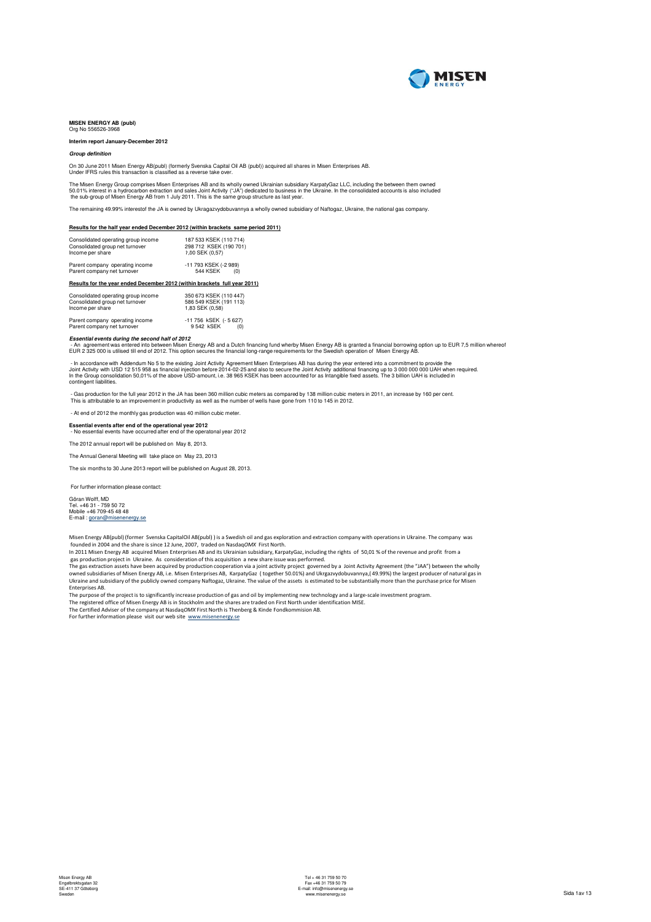**MISEN ENERGY AB (publ)**
Org No 556526-3968

**Interim report January-December 2012**

***Group definition***

On 30 June 2011 Misen Energy AB(publ) (formerly Svenska Capital Oil AB (publ)) acquired all shares in Misen Enterprises AB.
Under IFRS rules this transaction is classified as a reverse take over.

The Misen Energy Group comprises Misen Enterprises AB and its wholly owned Ukrainian subsidiary KarpatyGaz LLC, including the between them owned 50.01% interest in a hydrocarbon extraction and sales Joint Activity ("JA") dedicated to business in the Ukraine. In the consolidated accounts is also included the sub-group of Misen Energy AB from 1 July 2011. This is the same group structure as last year.

The remaining 49.99% interestof the JA is owned by Ukragazvydobuvannya a wholly owned subsidiary of Naftogaz, Ukraine, the national gas company.

**Results for the half year ended December 2012 (within brackets same period 2011)**

| | |
|---|---|
| Consolidated operating group income | 187 533 KSEK (110 714) |
| Consolidated group net turnover | 298 712 KSEK (190 701) |
| Income per share | ?,00 SEK (0,57) |
| | |
| Parent company operating income | -11 793 KSEK (-2 989) |
| Parent company net turnover | 544 KSEK (0) |

**Results for the year ended December 2012 (within brackets full year 2011)**

| | |
|---|---|
| Consolidated operating group income | 350 673 KSEK (110 447) |
| Consolidated group net turnover | 586 549 KSEK (191 113) |
| Income per share | 1,83 SEK (0,58) |
| | |
| Parent company operating income | -11 756 kSEK (- 5 627) |
| Parent company net turnover | 9 542 kSEK (0) |

***Essential events during the second half of 2012***

- An agreement was entered into between Misen Energy AB and a Dutch financing fund wherby Misen Energy AB is granted a financial borrowing option up to EUR 7,5 million whereof EUR 2 325 000 is utilised till end of 2012. This option secures the financial long-range requirements for the Swedish operation of Misen Energy AB.

- In accordance with Addendum No 5 to the existing Joint Activity Agreement Misen Enterprises AB has during the year entered into a commitment to provide the Joint Activity with USD 12 515 958 as financial injection before 2014-02-25 and also to secure the Joint Activity additional financing up to 3 000 000 000 UAH when required. In the Group consolidation 50,01% of the above USD-amount, i.e. 38 965 KSEK has been accounted for as Intangible fixed assets. The 3 billion UAH is included in contingent liabilities.

- Gas production for the full year 2012 in the JA has been 360 million cubic meters as compared by 138 million cubic meters in 2011, an increase by 160 per cent. This is attributable to an improvement in productivity as well as the number of wells have gone from 110 to 145 in 2012.

- At end of 2012 the monthly gas production was 40 million cubic meter.

**Essential events after end of the operational year 2012**

- No essential events have occurred after end of the operatonal year 2012

The 2012 annual report will be published on May 8, 2013.

The Annual General Meeting will take place on May 23, 2013

The six months to 30 June 2013 report will be published on August 28, 2013.

For further information please contact:

Göran Wolff, MD
Tel. +46 31 - 759 50 72
Mobile +46 709-45 48 48
E-mail : goran@misenenergy.se

Misen Energy AB(publ) (former Svenska CapitalOil AB(publ) ) is a Swedish oil and gas exploration and extraction company with operations in Ukraine. The company was founded in 2004 and the share is since 12 June, 2007, traded on Nasdaq*OMX* First North.
In 2011 Misen Energy AB acquired Misen Enterprises AB and its Ukrainian subsidiary, KarpatyGaz, including the rights of 50,01 % of the revenue and profit from a gas production project in Ukraine. As consideration of this acquisition a new share issue was performed.
The gas extraction assets have been acquired by production cooperation via a joint activity project governed by a Joint Activity Agreement (the "JAA") between the wholly owned subsidiaries of Misen Energy AB, i.e. Misen Enterprises AB, KarpatyGaz ( together 50.01%) and Ukrgazvydobuvannya,( 49.99%) the largest producer of natural gas in Ukraine and subsidiary of the publicly owned company Naftogaz, Ukraine. The value of the assets is estimated to be substantially more than the purchase price for Misen Enterprises AB.
The purpose of the project is to significantly increase production of gas and oil by implementing new technology and a large-scale investment program.
The registered office of Misen Energy AB is in Stockholm and the shares are traded on First North under identification MISE.
The Certified Adviser of the company at Nasdaq*OMX* First North is Thenberg & Kinde Fondkommision AB.
For further information please visit our web site www.misenenergy.se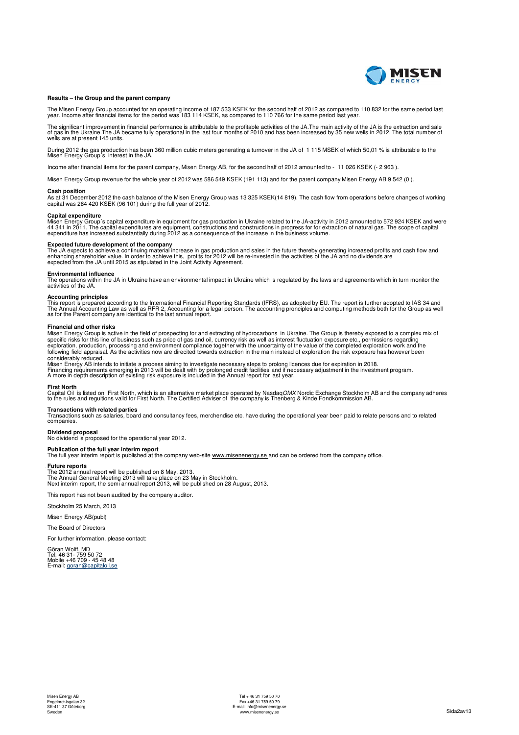### Results – the Group and the parent company

The Misen Energy Group accounted for an operating income of 187 533 KSEK for the second half of 2012 as compared to 110 832 for the same period last year. Income after financial items for the period was 183 114 KSEK, as compared to 110 766 for the same period last year.

The significant improvement in financial performance is attributable to the profitable activities of the JA.The main activity of the JA is the extraction and sale of gas in the Ukraine.The JA became fully operational in the last four months of 2010 and has been increased by 35 new wells in 2012. The total number of wells are at present 145 units.

During 2012 the gas production has been 360 million cubic meters generating a turnover in the JA of 1 115 MSEK of which 50,01 % is attributable to the Misen Energy Group´s interest in the JA.

Income after financial items for the parent company, Misen Energy AB, for the second half of 2012 amounted to - 11 026 KSEK (- 2 963 ).

Misen Energy Group revenue for the whole year of 2012 was 586 549 KSEK (191 113) and for the parent company Misen Energy AB 9 542 (0 ).

**Cash position**
As at 31 December 2012 the cash balance of the Misen Energy Group was 13 325 KSEK(14 819). The cash flow from operations before changes of working capital was 284 420 KSEK (96 101) during the full year of 2012.

**Capital expenditure**
Misen Energy Group´s capital expenditure in equipment for gas production in Ukraine related to the JA-activity in 2012 amounted to 572 924 KSEK and were 44 341 in 2011. The capital expenditures are equipment, constructions and constructions in progress for for extraction of natural gas. The scope of capital expenditure has increased substantially during 2012 as a consequence of the increase in the business volume.

**Expected future development of the company**
The JA expects to achieve a continuing material increase in gas production and sales in the future thereby generating increased profits and cash flow and enhancing shareholder value. In order to achieve this, profits for 2012 will be re-invested in the activities of the JA and no dividends are expected from the JA until 2015 as stipulated in the Joint Activity Agreement.

**Environmental influence**
The operations within the JA in Ukraine have an environmental impact in Ukraine which is regulated by the laws and agreements which in turn monitor the activities of the JA.

**Accounting principles**
This report is prepared according to the International Financial Reporting Standards (IFRS), as adopted by EU. The report is further adopted to IAS 34 and The Annual Accounting Law as well as RFR 2, Accounting for a legal person. The accounting principles and computing methods both for the Group as well as for the Parent company are identical to the last annual report.

**Financial and other risks**
Misen Energy Group is active in the field of prospecting for and extracting of hydrocarbons in Ukraine. The Group is thereby exposed to a complex mix of specific risks for this line of business such as price of gas and oil, currency risk as well as interest fluctuation exposure etc., permissions regarding exploration, production, processing and environment compliance together with the uncertainty of the value of the completed exploration work and the following field appraisal. As the activities now are direcited towards extraction in the main instead of exploration the risk exposure has however been considerably reduced.
Misen Energy AB intends to initiate a process aiming to investigate necessary steps to prolong licences due for expiration in 2018.
Financing requirements emerging in 2013 will be dealt with by prolonged credit facilities and if necessary adjustment in the investment program.
A more in depth description of existing risk exposure is included in the Annual report for last year.

**First North**
Capital Oil is listed on First North, which is an alternative market place operated by Nasdaq*OMX* Nordic Exchange Stockholm AB and the company adheres to the rules and regultions valid for First North. The Certified Adviser of the company is Thenberg & Kinde Fondkommission AB.

**Transactions with related parties**
Transactions such as salaries, board and consultancy fees, merchendise etc. have during the operational year been paid to relate persons and to related companies.

**Dividend proposal**
No dividend is proposed for the operational year 2012.

**Publication of the full year interim report**
The full year interim report is published at the company web-site www.misenenergy.se and can be ordered from the company office.

**Future reports**
The 2012 annual report will be published on 8 May, 2013.
The Annual General Meeting 2013 will take place on 23 May in Stockholm.
Next interim report, the semi annual report 2013, will be published on 28 August, 2013.

This report has not been audited by the company auditor.

Stockholm 25 March, 2013

Misen Energy AB(publ)

The Board of Directors

For further information, please contact:

Gőran Wolff, MD
Tel. 46 31- 759 50 72
Mobile +46 709 - 45 48 48
E-mail: goran@capitaloil.se

Misen Energy AB
Engelbrektsgatan 32
SE-411 37 Göteborg
Sweden

Tel + 46 31 759 50 70
Fax +46 31 759 50 79
E-mail: info@misenenergy.se
www.misenenergy.se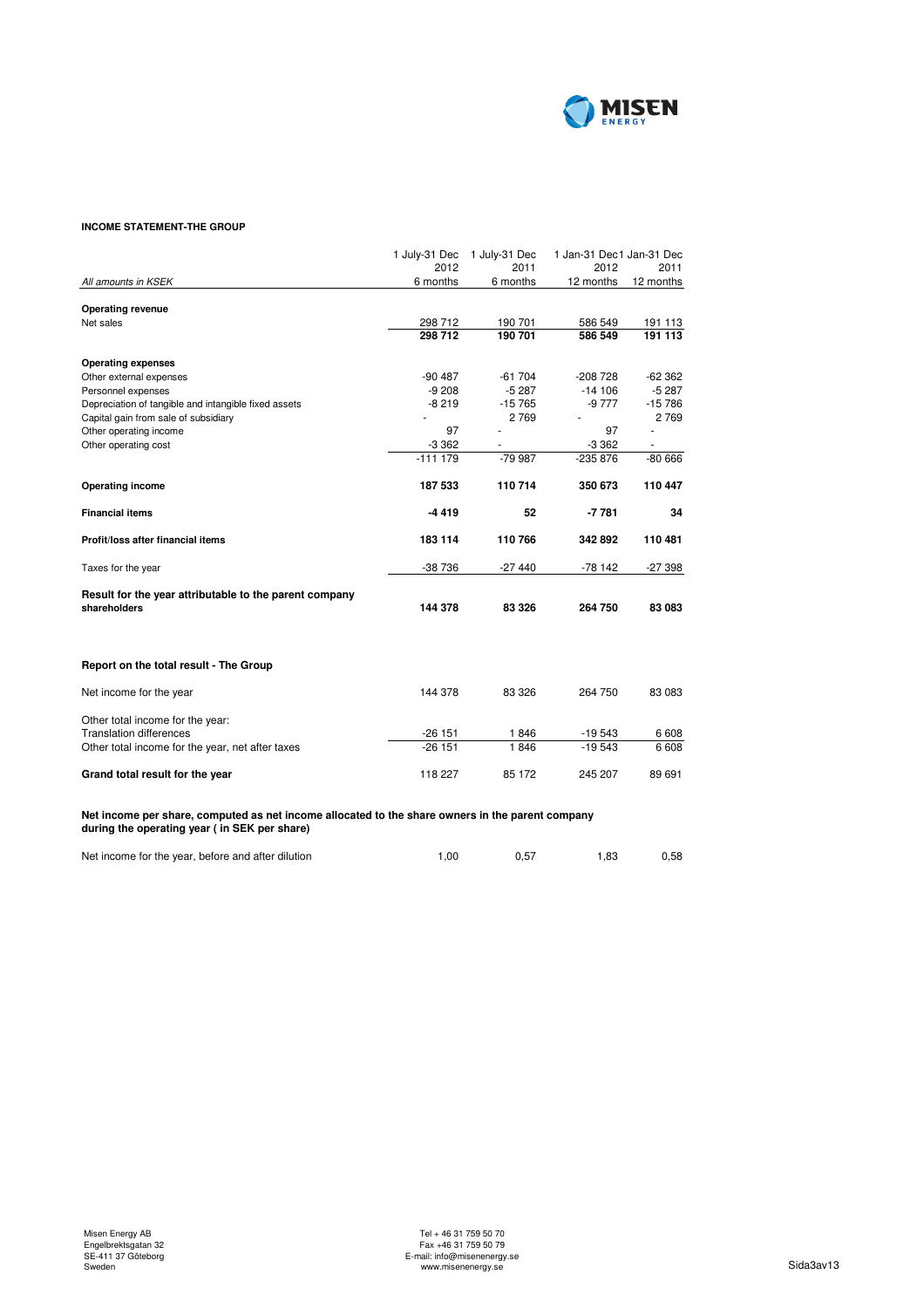**INCOME STATEMENT-THE GROUP**

| *All amounts in KSEK* | 1 July-31 Dec 2012 6 months | 1 July-31 Dec 2011 6 months | 1 Jan-31 Dec 2012 12 months | 1 Jan-31 Dec 2011 12 months |
|---|---|---|---|---|
| **Operating revenue** | | | | |
| Net sales | 298 712 | 190 701 | 586 549 | 191 113 |
| | **298 712** | **190 701** | **586 549** | **191 113** |
| **Operating expenses** | | | | |
| Other external expenses | -90 487 | -61 704 | -208 728 | -62 362 |
| Personnel expenses | -9 208 | -5 287 | -14 106 | -5 287 |
| Depreciation of tangible and intangible fixed assets | -8 219 | -15 765 | -9 777 | -15 786 |
| Capital gain from sale of subsidiary | - | 2 769 | - | 2 769 |
| Other operating income | 97 | - | 97 | - |
| Other operating cost | -3 362 | - | -3 362 | - |
| | -111 179 | -79 987 | -235 876 | -80 666 |
| **Operating income** | **187 533** | **110 714** | **350 673** | **110 447** |
| **Financial items** | **-4 419** | **52** | **-7 781** | **34** |
| **Profit/loss after financial items** | **183 114** | **110 766** | **342 892** | **110 481** |
| Taxes for the year | -38 736 | -27 440 | -78 142 | -27 398 |
| **Result for the year attributable to the parent company shareholders** | **144 378** | **83 326** | **264 750** | **83 083** |

**Report on the total result - The Group**

| | 1 July-31 Dec 2012 | 1 July-31 Dec 2011 | 1 Jan-31 Dec 2012 | 1 Jan-31 Dec 2011 |
|---|---|---|---|---|
| Net income for the year | 144 378 | 83 326 | 264 750 | 83 083 |
| Other total income for the year: | | | | |
| Translation differences | -26 151 | 1 846 | -19 543 | 6 608 |
| Other total income for the year, net after taxes | -26 151 | 1 846 | -19 543 | 6 608 |
| **Grand total result for the year** | 118 227 | 85 172 | 245 207 | 89 691 |

**Net income per share, computed as net income allocated to the share owners in the parent company during the operating year ( in SEK per share)**

| | 1 July-31 Dec 2012 | 1 July-31 Dec 2011 | 1 Jan-31 Dec 2012 | 1 Jan-31 Dec 2011 |
|---|---|---|---|---|
| Net income for the year, before and after dilution | 1,00 | 0,57 | 1,83 | 0,58 |

Misen Energy AB
Engelbrektsgatan 32
SE-411 37 Göteborg
Sweden

Tel + 46 31 759 50 70
Fax +46 31 759 50 79
E-mail: info@misenenergy.se
www.misenenergy.se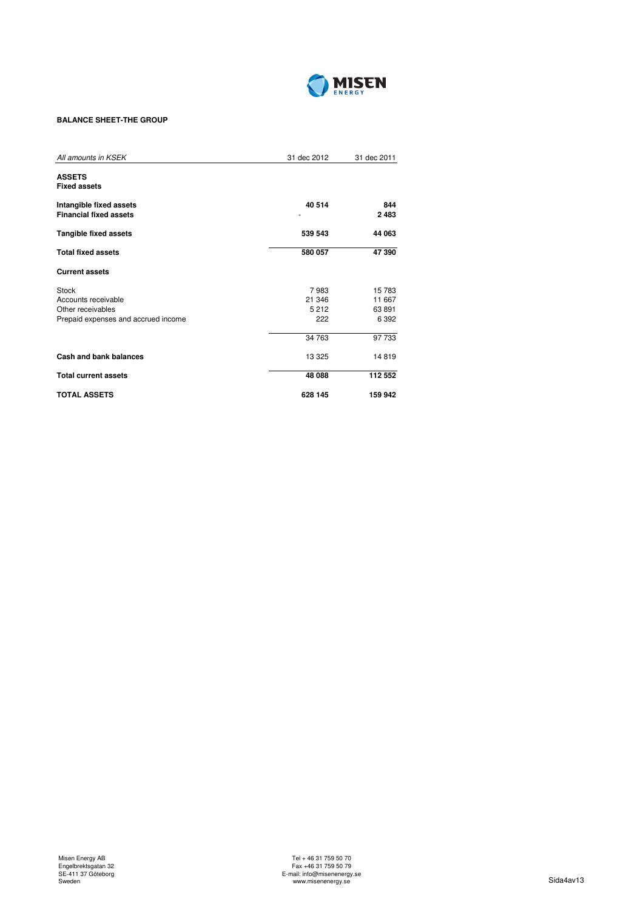**BALANCE SHEET-THE GROUP**

| *All amounts in KSEK* | 31 dec 2012 | 31 dec 2011 |
|---|---|---|
| **ASSETS** | | |
| **Fixed assets** | | |
| **Intangible fixed assets** | **40 514** | **844** |
| **Financial fixed assets** | - | **2 483** |
| **Tangible fixed assets** | **539 543** | **44 063** |
| **Total fixed assets** | **580 057** | **47 390** |
| **Current assets** | | |
| Stock | 7 983 | 15 783 |
| Accounts receivable | 21 346 | 11 667 |
| Other receivables | 5 212 | 63 891 |
| Prepaid expenses and accrued income | 222 | 6 392 |
| | 34 763 | 97 733 |
| **Cash and bank balances** | 13 325 | 14 819 |
| **Total current assets** | **48 088** | **112 552** |
| **TOTAL ASSETS** | **628 145** | **159 942** |

Misen Energy AB
Engelbrektsgatan 32
SE-411 37 Göteborg
Sweden

Tel + 46 31 759 50 70
Fax +46 31 759 50 79
E-mail: info@misenenergy.se
www.misenenergy.se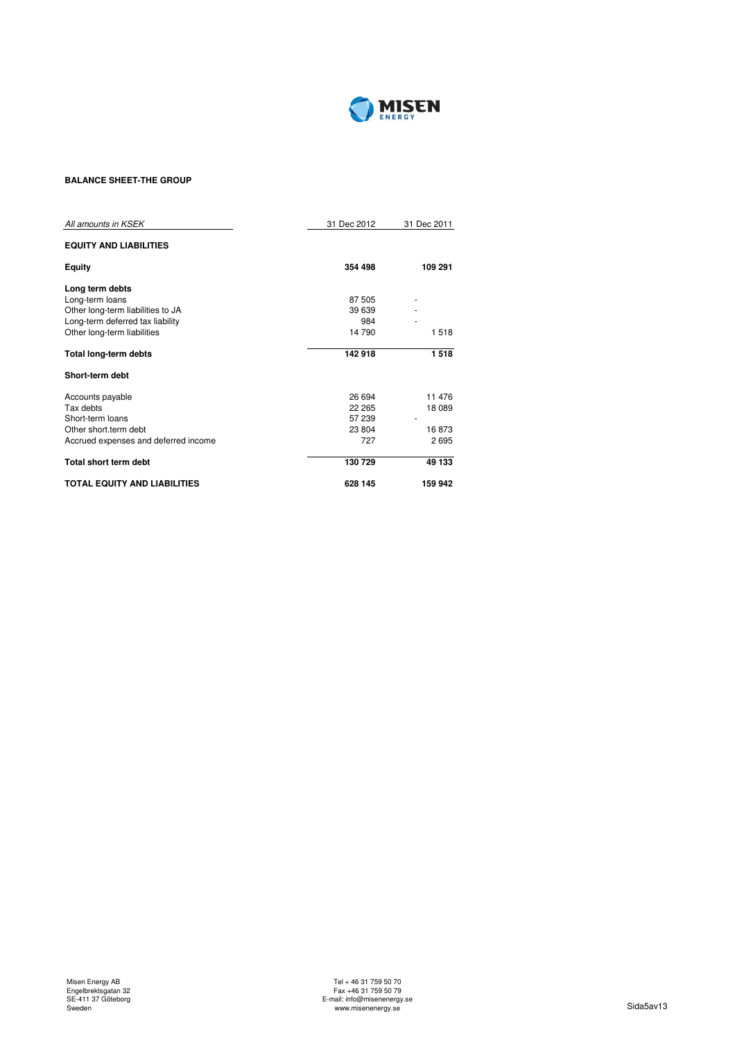## BALANCE SHEET-THE GROUP

| *All amounts in KSEK* | 31 Dec 2012 | 31 Dec 2011 |
|---|---|---|
| **EQUITY AND LIABILITIES** | | |
| **Equity** | **354 498** | **109 291** |
| **Long term debts** | | |
| Long-term loans | 87 505 | - |
| Other long-term liabilities to JA | 39 639 | - |
| Long-term deferred tax liability | 984 | - |
| Other long-term liabilities | 14 790 | 1 518 |
| **Total long-term debts** | **142 918** | **1 518** |
| **Short-term debt** | | |
| Accounts payable | 26 694 | 11 476 |
| Tax debts | 22 265 | 18 089 |
| Short-term loans | 57 239 | - |
| Other short.term debt | 23 804 | 16 873 |
| Accrued expenses and deferred income | 727 | 2 695 |
| **Total short term debt** | **130 729** | **49 133** |
| **TOTAL EQUITY AND LIABILITIES** | **628 145** | **159 942** |

Misen Energy AB
Engelbrektsgatan 32
SE-411 37 Göteborg
Sweden

Tel + 46 31 759 50 70
Fax +46 31 759 50 79
E-mail: info@misenenergy.se
www.misenenergy.se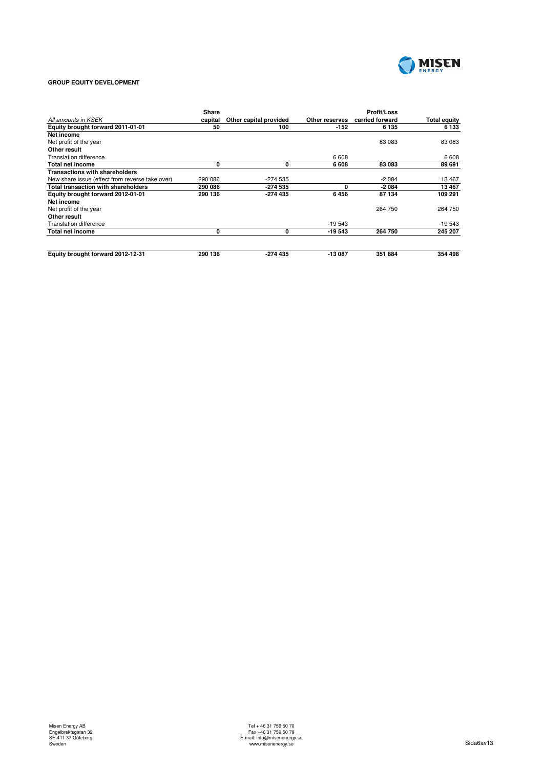**GROUP EQUITY DEVELOPMENT**

| *All amounts in KSEK* | Share capital | Other capital provided | Other reserves | Profit/Loss carried forward | Total equity |
|---|---|---|---|---|---|
| **Equity brought forward 2011-01-01** | **50** | **100** | **-152** | **6 135** | **6 133** |
| **Net income** | | | | | |
| Net profit of the year | | | | 83 083 | 83 083 |
| **Other result** | | | | | |
| Translation difference | | | 6 608 | | 6 608 |
| **Total net income** | **0** | **0** | **6 608** | **83 083** | **89 691** |
| **Transactions with shareholders** | | | | | |
| New share issue (effect from reverse take over) | 290 086 | -274 535 | | -2 084 | 13 467 |
| **Total transaction with shareholders** | **290 086** | **-274 535** | **0** | **-2 084** | **13 467** |
| **Equity brought forward 2012-01-01** | **290 136** | **-274 435** | **6 456** | **87 134** | **109 291** |
| **Net income** | | | | | |
| Net profit of the year | | | | 264 750 | 264 750 |
| **Other result** | | | | | |
| Translation difference | | | -19 543 | | -19 543 |
| **Total net income** | **0** | **0** | **-19 543** | **264 750** | **245 207** |
| **Equity brought forward 2012-12-31** | **290 136** | **-274 435** | **-13 087** | **351 884** | **354 498** |

Misen Energy AB
Engelbrektsgatan 32
SE-411 37 Göteborg
Sweden

Tel + 46 31 759 50 70
Fax +46 31 759 50 79
E-mail: info@misenenergy.se
www.misenenergy.se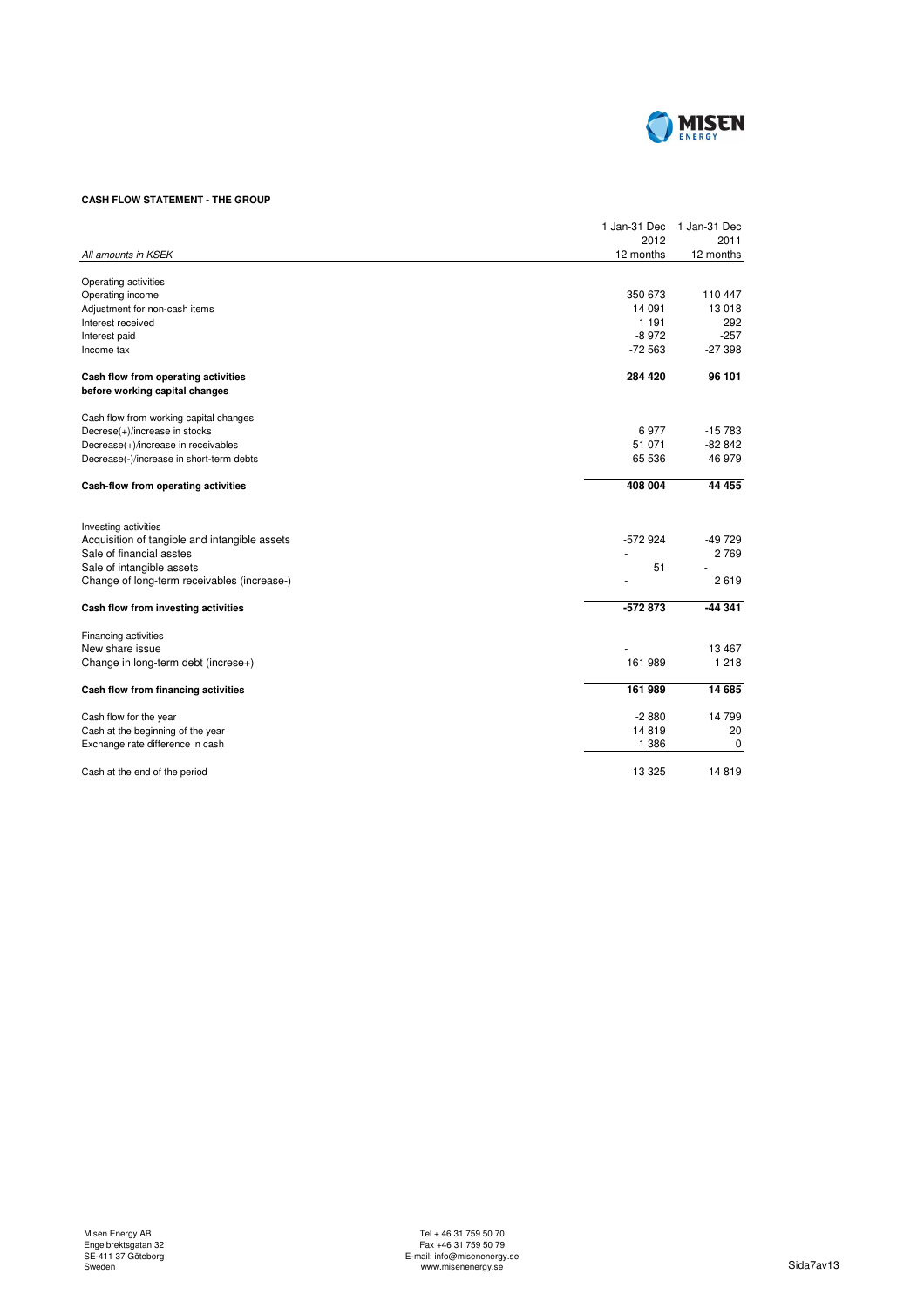**CASH FLOW STATEMENT - THE GROUP**

| *All amounts in KSEK* | 1 Jan-31 Dec 2012 12 months | 1 Jan-31 Dec 2011 12 months |
|---|---|---|
| Operating activities | | |
| Operating income | 350 673 | 110 447 |
| Adjustment for non-cash items | 14 091 | 13 018 |
| Interest received | 1 191 | 292 |
| Interest paid | -8 972 | -257 |
| Income tax | -72 563 | -27 398 |
| **Cash flow from operating activities before working capital changes** | **284 420** | **96 101** |
| Cash flow from working capital changes | | |
| Decrese(+)/increase in stocks | 6 977 | -15 783 |
| Decrease(+)/increase in receivables | 51 071 | -82 842 |
| Decrease(-)/increase in short-term debts | 65 536 | 46 979 |
| **Cash-flow from operating activities** | **408 004** | **44 455** |
| Investing activities | | |
| Acquisition of tangible and intangible assets | -572 924 | -49 729 |
| Sale of financial asstes | - | 2 769 |
| Sale of intangible assets | 51 | - |
| Change of long-term receivables (increase-) | - | 2 619 |
| **Cash flow from investing activities** | **-572 873** | **-44 341** |
| Financing activities | | |
| New share issue | - | 13 467 |
| Change in long-term debt (increse+) | 161 989 | 1 218 |
| **Cash flow from financing activities** | **161 989** | **14 685** |
| Cash flow for the year | -2 880 | 14 799 |
| Cash at the beginning of the year | 14 819 | 20 |
| Exchange rate difference in cash | 1 386 | 0 |
| Cash at the end of the period | 13 325 | 14 819 |

Misen Energy AB
Engelbrektsgatan 32
SE-411 37 Göteborg
Sweden

Tel + 46 31 759 50 70
Fax +46 31 759 50 79
E-mail: info@misenenergy.se
www.misenenergy.se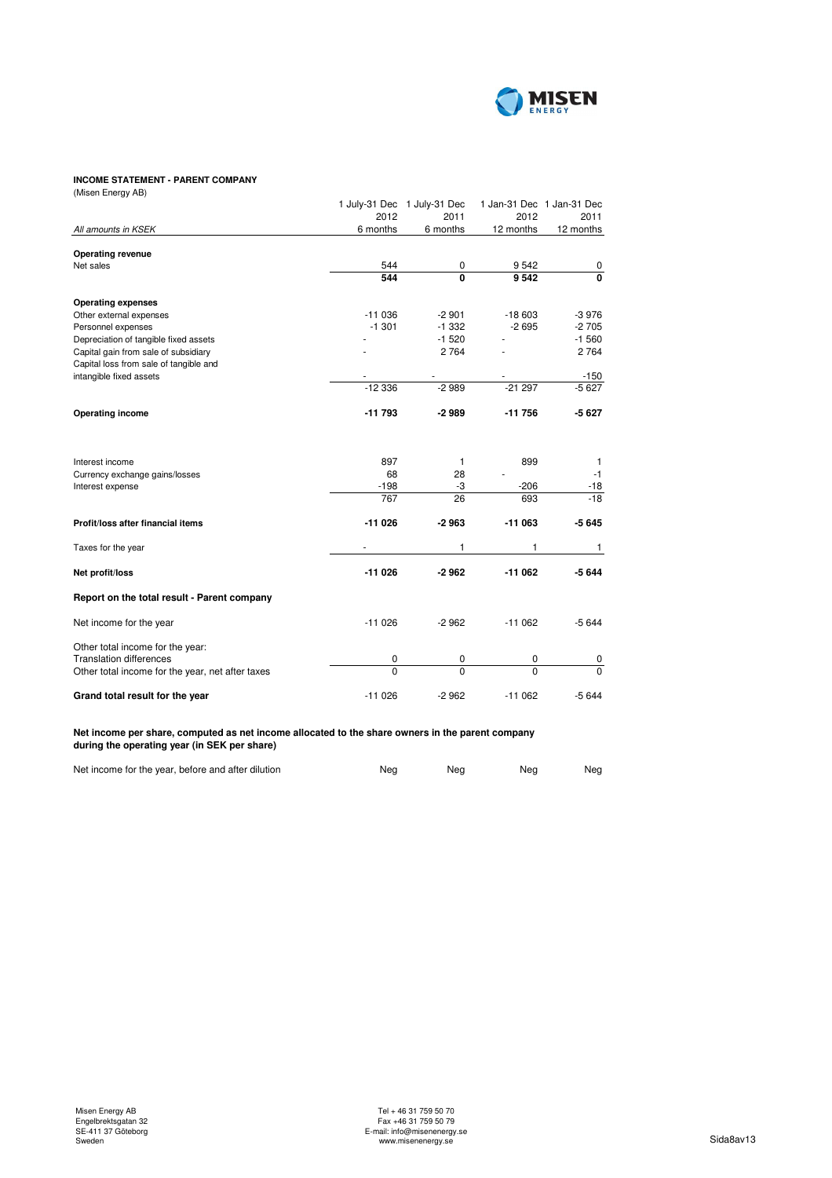**INCOME STATEMENT - PARENT COMPANY**
(Misen Energy AB)

| *All amounts in KSEK* | 1 July-31 Dec 2012 6 months | 1 July-31 Dec 2011 6 months | 1 Jan-31 Dec 2012 12 months | 1 Jan-31 Dec 2011 12 months |
|---|---|---|---|---|
| **Operating revenue** | | | | |
| Net sales | 544 | 0 | 9 542 | 0 |
| | **544** | **0** | **9 542** | **0** |
| **Operating expenses** | | | | |
| Other external expenses | -11 036 | -2 901 | -18 603 | -3 976 |
| Personnel expenses | -1 301 | -1 332 | -2 695 | -2 705 |
| Depreciation of tangible fixed assets | - | -1 520 | - | -1 560 |
| Capital gain from sale of subsidiary | - | 2 764 | - | 2 764 |
| Capital loss from sale of tangible and intangible fixed assets | - | - | - | -150 |
| | -12 336 | -2 989 | -21 297 | -5 627 |
| **Operating income** | **-11 793** | **-2 989** | **-11 756** | **-5 627** |
| Interest income | 897 | 1 | 899 | 1 |
| Currency exchange gains/losses | 68 | 28 | - | -1 |
| Interest expense | -198 | -3 | -206 | -18 |
| | 767 | 26 | 693 | -18 |
| **Profit/loss after financial items** | **-11 026** | **-2 963** | **-11 063** | **-5 645** |
| Taxes for the year | - | 1 | 1 | 1 |
| **Net profit/loss** | **-11 026** | **-2 962** | **-11 062** | **-5 644** |

**Report on the total result - Parent company**

| | | | | |
|---|---|---|---|---|
| Net income for the year | -11 026 | -2 962 | -11 062 | -5 644 |
| Other total income for the year: | | | | |
| Translation differences | 0 | 0 | 0 | 0 |
| Other total income for the year, net after taxes | 0 | 0 | 0 | 0 |
| **Grand total result for the year** | -11 026 | -2 962 | -11 062 | -5 644 |

**Net income per share, computed as net income allocated to the share owners in the parent company during the operating year (in SEK per share)**

| | | | | |
|---|---|---|---|---|
| Net income for the year, before and after dilution | Neg | Neg | Neg | Neg |

Misen Energy AB
Engelbrektsgatan 32
SE-411 37 Göteborg
Sweden

Tel + 46 31 759 50 70
Fax +46 31 759 50 79
E-mail: info@misenenergy.se
www.misenenergy.se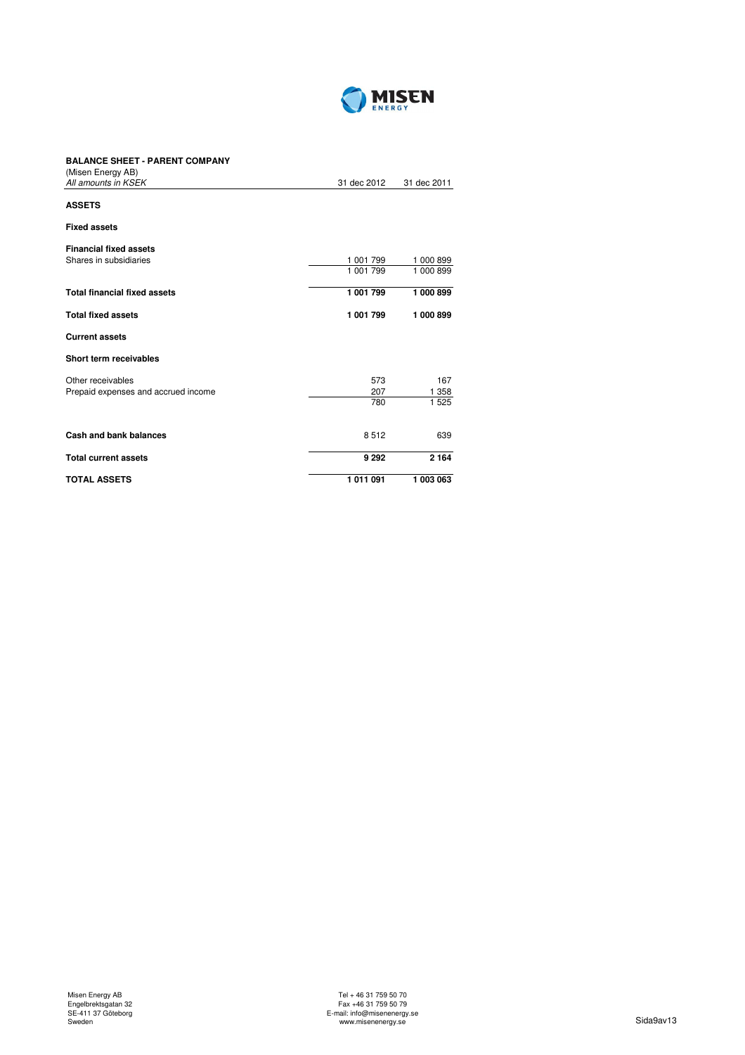**BALANCE SHEET - PARENT COMPANY**
(Misen Energy AB)

| *All amounts in KSEK* | 31 dec 2012 | 31 dec 2011 |
|---|---|---|
| **ASSETS** | | |
| **Fixed assets** | | |
| **Financial fixed assets** | | |
| Shares in subsidiaries | 1 001 799 | 1 000 899 |
| | 1 001 799 | 1 000 899 |
| **Total financial fixed assets** | **1 001 799** | **1 000 899** |
| **Total fixed assets** | **1 001 799** | **1 000 899** |
| **Current assets** | | |
| **Short term receivables** | | |
| Other receivables | 573 | 167 |
| Prepaid expenses and accrued income | 207 | 1 358 |
| | 780 | 1 525 |
| **Cash and bank balances** | 8 512 | 639 |
| **Total current assets** | **9 292** | **2 164** |
| **TOTAL ASSETS** | **1 011 091** | **1 003 063** |

Misen Energy AB
Engelbrektsgatan 32
SE-411 37 Göteborg
Sweden

Tel + 46 31 759 50 70
Fax +46 31 759 50 79
E-mail: info@misenenergy.se
www.misenenergy.se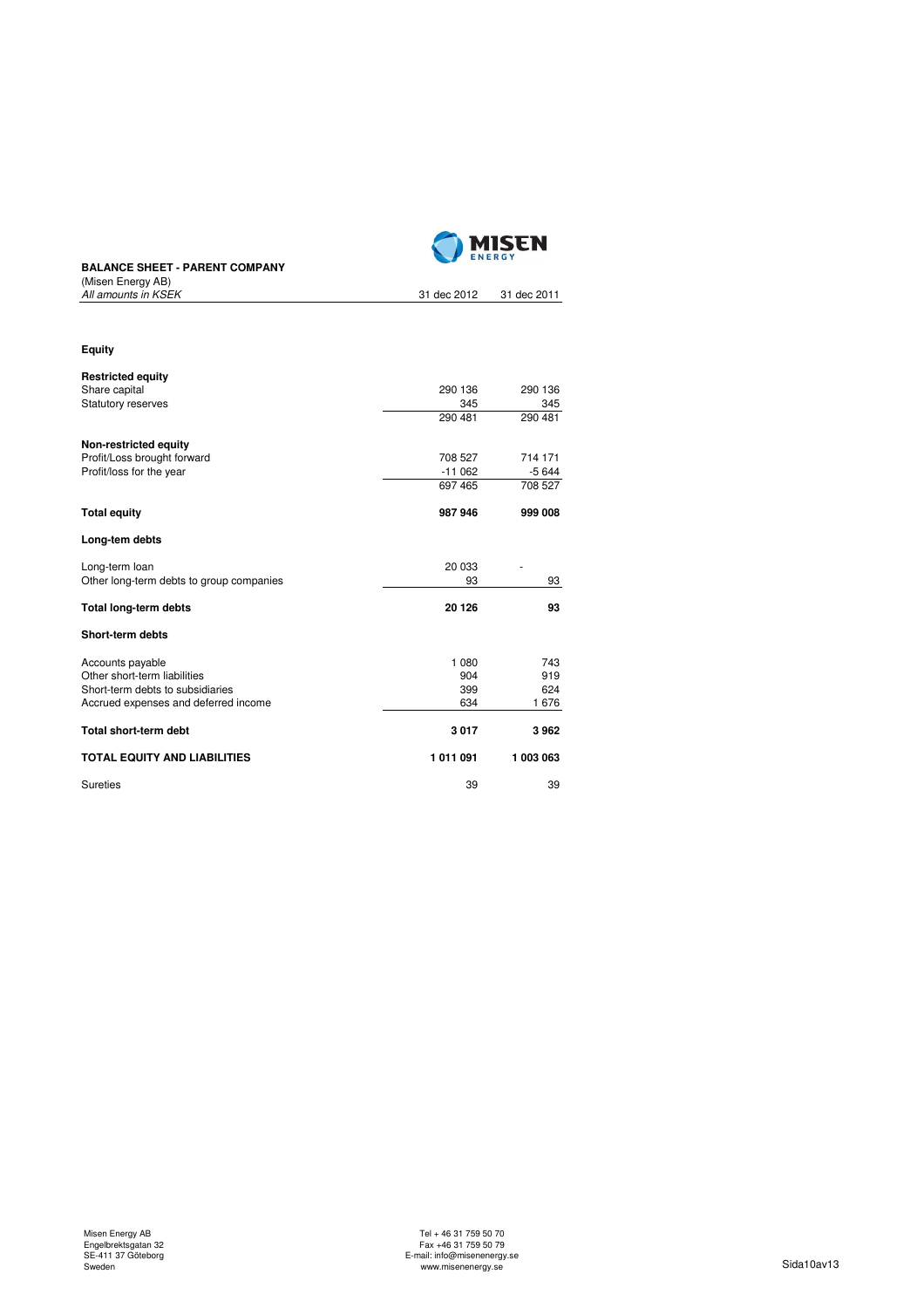**BALANCE SHEET - PARENT COMPANY**
(Misen Energy AB)
*All amounts in KSEK*

| | 31 dec 2012 | 31 dec 2011 |
|---|---|---|
| **Equity** | | |
| **Restricted equity** | | |
| Share capital | 290 136 | 290 136 |
| Statutory reserves | 345 | 345 |
| | 290 481 | 290 481 |
| **Non-restricted equity** | | |
| Profit/Loss brought forward | 708 527 | 714 171 |
| Profit/loss for the year | -11 062 | -5 644 |
| | 697 465 | 708 527 |
| **Total equity** | **987 946** | **999 008** |
| **Long-tem debts** | | |
| Long-term loan | 20 033 | - |
| Other long-term debts to group companies | 93 | 93 |
| **Total long-term debts** | **20 126** | **93** |
| **Short-term debts** | | |
| Accounts payable | 1 080 | 743 |
| Other short-term liabilities | 904 | 919 |
| Short-term debts to subsidiaries | 399 | 624 |
| Accrued expenses and deferred income | 634 | 1 676 |
| **Total short-term debt** | **3 017** | **3 962** |
| **TOTAL EQUITY AND LIABILITIES** | **1 011 091** | **1 003 063** |
| Sureties | 39 | 39 |

Misen Energy AB
Engelbrektsgatan 32
SE-411 37 Göteborg
Sweden

Tel + 46 31 759 50 70
Fax +46 31 759 50 79
E-mail: info@misenenergy.se
www.misenenergy.se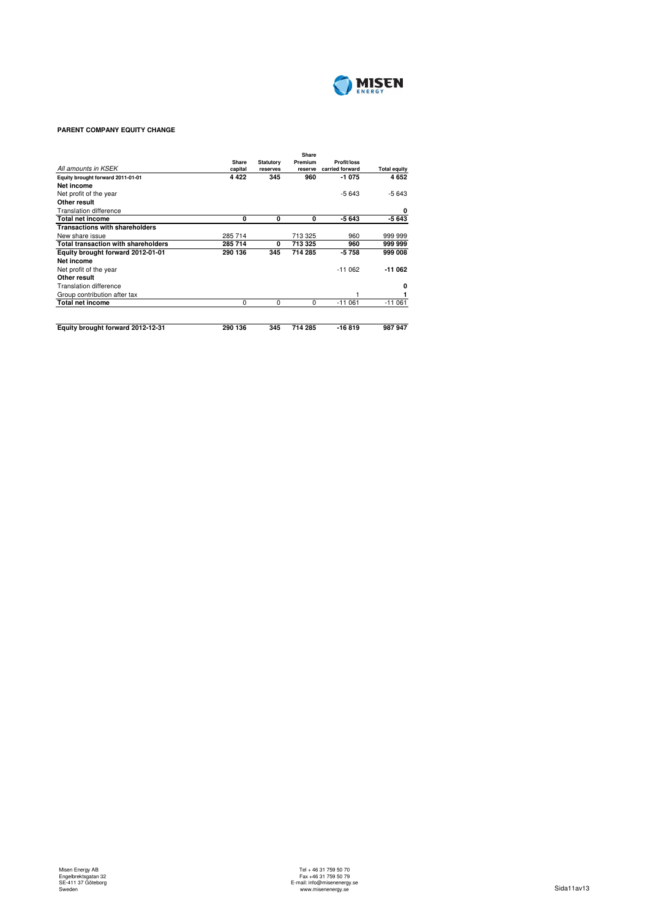**PARENT COMPANY EQUITY CHANGE**

| *All amounts in KSEK* | Share capital | Statutory reserves | Share Premium reserve | Profit/loss carried forward | Total equity |
|---|---|---|---|---|---|
| **Equity brought forward 2011-01-01** | **4 422** | **345** | **960** | **-1 075** | **4 652** |
| **Net income** | | | | | |
| Net profit of the year | | | | -5 643 | -5 643 |
| **Other result** | | | | | |
| Translation difference | | | | | **0** |
| **Total net income** | **0** | **0** | **0** | **-5 643** | **-5 643** |
| **Transactions with shareholders** | | | | | |
| New share issue | 285 714 | | 713 325 | 960 | 999 999 |
| **Total transaction with shareholders** | **285 714** | **0** | **713 325** | **960** | **999 999** |
| **Equity brought forward 2012-01-01** | **290 136** | **345** | **714 285** | **-5 758** | **999 008** |
| **Net income** | | | | | |
| Net profit of the year | | | | -11 062 | **-11 062** |
| **Other result** | | | | | |
| Translation difference | | | | | **0** |
| Group contribution after tax | | | | 1 | **1** |
| **Total net income** | 0 | 0 | 0 | -11 061 | -11 061 |
| **Equity brought forward 2012-12-31** | **290 136** | **345** | **714 285** | **-16 819** | **987 947** |

Misen Energy AB
Engelbrektsgatan 32
SE-411 37 Göteborg
Sweden

Tel + 46 31 759 50 70
Fax +46 31 759 50 79
E-mail: info@misenenergy.se
www.misenenergy.se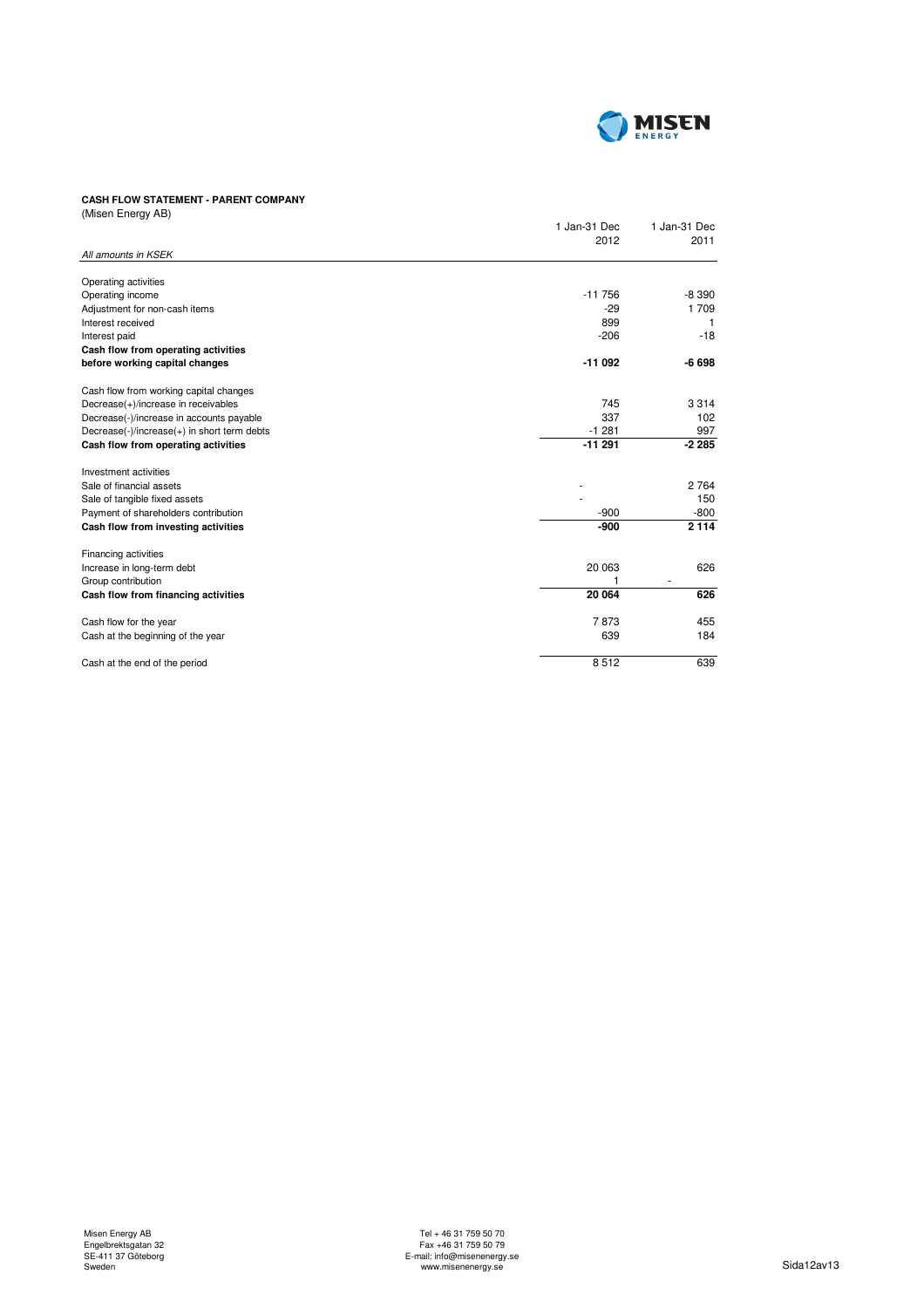**CASH FLOW STATEMENT - PARENT COMPANY**
(Misen Energy AB)

| *All amounts in KSEK* | 1 Jan-31 Dec 2012 | 1 Jan-31 Dec 2011 |
|---|---|---|
| Operating activities | | |
| Operating income | -11 756 | -8 390 |
| Adjustment for non-cash items | -29 | 1 709 |
| Interest received | 899 | 1 |
| Interest paid | -206 | -18 |
| **Cash flow from operating activities before working capital changes** | **-11 092** | **-6 698** |
| Cash flow from working capital changes | | |
| Decrease(+)/increase in receivables | 745 | 3 314 |
| Decrease(-)/increase in accounts payable | 337 | 102 |
| Decrease(-)/increase(+) in short term debts | -1 281 | 997 |
| **Cash flow from operating activities** | **-11 291** | **-2 285** |
| Investment activities | | |
| Sale of financial assets | - | 2 764 |
| Sale of tangible fixed assets | - | 150 |
| Payment of shareholders contribution | -900 | -800 |
| **Cash flow from investing activities** | **-900** | **2 114** |
| Financing activities | | |
| Increase in long-term debt | 20 063 | 626 |
| Group contribution | 1 | - |
| **Cash flow from financing activities** | **20 064** | **626** |
| Cash flow for the year | 7 873 | 455 |
| Cash at the beginning of the year | 639 | 184 |
| Cash at the end of the period | 8 512 | 639 |

Misen Energy AB
Engelbrektsgatan 32
SE-411 37 Göteborg
Sweden

Tel + 46 31 759 50 70
Fax +46 31 759 50 79
E-mail: info@misenenergy.se
www.misenenergy.se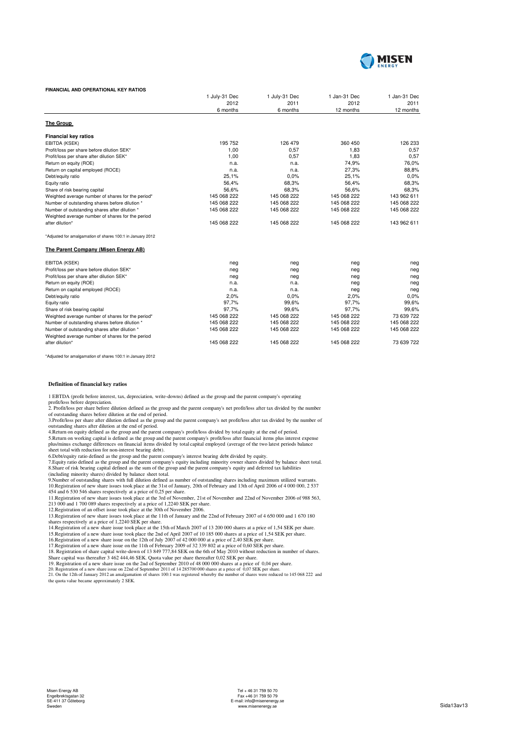**FINANCIAL AND OPERATIONAL KEY RATIOS**

| | 1 July-31 Dec 2012 6 months | 1 July-31 Dec 2011 6 months | 1 Jan-31 Dec 2012 12 months | 1 Jan-31 Dec 2011 12 months |
|---|---|---|---|---|
| **The Group** | | | | |
| **Financial key ratios** | | | | |
| EBITDA (KSEK) | 195 752 | 126 479 | 360 450 | 126 233 |
| Profit/loss per share before dilution SEK* | 1,00 | 0,57 | 1,83 | 0,57 |
| Profit/loss per share after dilution SEK* | 1,00 | 0,57 | 1,83 | 0,57 |
| Return on equity (ROE) | n.a. | n.a. | 74,9% | 76,0% |
| Return on capital employed (ROCE) | n.a. | n.a. | 27,3% | 88,8% |
| Debt/equity ratio | 25,1% | 0,0% | 25,1% | 0,0% |
| Equity ratio | 56,4% | 68,3% | 56,4% | 68,3% |
| Share of risk bearing capital | 56,6% | 68,3% | 56,6% | 68,3% |
| Weighted average number of shares for the period* | 145 068 222 | 145 068 222 | 145 068 222 | 143 962 611 |
| Number of outstanding shares before dilution * | 145 068 222 | 145 068 222 | 145 068 222 | 145 068 222 |
| Number of outstanding shares after dilution * | 145 068 222 | 145 068 222 | 145 068 222 | 145 068 222 |
| Weighted average number of shares for the period after dilution* | 145 068 222 | 145 068 222 | 145 068 222 | 143 962 611 |

*Adjusted for amalgamation of shares 100:1 in January 2012

**The Parent Company (Misen Energy AB)**

| | | | | |
|---|---|---|---|---|
| EBITDA (KSEK) | neg | neg | neg | neg |
| Profit/loss per share before dilution SEK* | neg | neg | neg | neg |
| Profit/loss per share after dilution SEK* | neg | neg | neg | neg |
| Return on equity (ROE) | n.a. | n.a. | neg | neg |
| Return on capital employed (ROCE) | n.a. | n.a. | neg | neg |
| Debt/equity ratio | 2,0% | 0,0% | 2,0% | 0,0% |
| Equity ratio | 97,7% | 99,6% | 97,7% | 99,6% |
| Share of risk bearing capital | 97,7% | 99,6% | 97,7% | 99,6% |
| Weighted average number of shares for the period* | 145 068 222 | 145 068 222 | 145 068 222 | 73 639 722 |
| Number of outstanding shares before dilution * | 145 068 222 | 145 068 222 | 145 068 222 | 145 068 222 |
| Number of outstanding shares after dilution * | 145 068 222 | 145 068 222 | 145 068 222 | 145 068 222 |
| Weighted average number of shares for the period after dilution* | 145 068 222 | 145 068 222 | 145 068 222 | 73 639 722 |

*Adjusted for amalgamation of shares 100:1 in January 2012

**Definition of financial key ratios**

1 EBTDA (profit before interest, tax, depreciation, write-downs) defined as the group and the parent company's operating profit/loss before depreciation.
2. Profit/loss per share before dilution defined as the group and the parent company's net profit/loss after tax divided by the number of outstanding shares before dilution at the end of period.
3.Profit/loss per share after dilution defined as the group and the parent company's net profit/loss after tax divided by the number of outstanding shares after dilution at the end of period.
4.Return on equity defined as the group and the parent company's profit/loss divided by total equity at the end of period.
5.Return on working capital is defined as the group and the parent company's profit/loss after financial items plus interest expense plus/minus exchange differences on financial items divided by total capital employed (average of the two latest periods balance sheet total with reduction for non-interest bearing debt).
6.Debt/equity ratio defined as the group and the parent company's interest bearing debt divided by equity.
7.Equity ratio defined as the group and the parent company's equity including minority owner shares divided by balance sheet total.
8.Share of risk bearing capital defined as the sum of the group and the parent company's equity and deferred tax liabilities (including minority shares) divided by balance sheet total.
9.Number of outstanding shares with full dilution defined as number of outstanding shares including maximum utilized warrants.
10.Registration of new share issues took place at the 31st of January, 20th of February and 13th of April 2006 of 4 000 000, 2 537 454 and 6 530 546 shares respectively at a price of 0,25 per share.
11.Registration of new share issues took place at the 3rd of November, 21st of November and 22nd of November 2006 of 988 563, 213 000 and 1 700 089 shares respectively at a price of 1,2240 SEK per share.
12.Registration of an offset issue took place at the 30th of November 2006.
13.Registration of new share issues took place at the 11th of January and the 22nd of February 2007 of 4 650 000 and 1 670 180 shares respectively at a price of 1,2240 SEK per share.
14.Registration of a new share issue took place at the 15th of March 2007 of 13 200 000 shares at a price of 1,54 SEK per share.
15.Registration of a new share issue took place the 2nd of April 2007 of 10 185 000 shares at a price of 1,54 SEK per share.
16.Registration of a new share issue on the 12th of July 2007 of 42 000 000 at a price of 2,40 SEK per share.
17.Registration of a new share issue on the 11th of February 2009 of 32 339 802 at a price of 0,60 SEK per share.
18. Registration of share capital write-down of 13 849 777,84 SEK on the 6th of May 2010 without reduction in number of shares. Share capital was thereafter 3 462 444,46 SEK. Quota value per share thereafter 0,02 SEK per share.
19. Registration of a new share issue on the 2nd of September 2010 of 48 000 000 shares at a price of 0,04 per share.
20. Registration of a new share issue on 22nd of September 2011 of 14 285700 000 shares at a price of 0,07 SEK per share.
21. On the 12th of January 2012 an amalgamation of shares 100:1 was registered whereby the number of shares were reduced to 145 068 222 and the quota value became approximately 2 SEK.

Misen Energy AB
Engelbrektsgatan 32
SE-411 37 Göteborg
Sweden

Tel + 46 31 759 50 70
Fax +46 31 759 50 79
E-mail: info@misenenergy.se
www.misenenergy.se